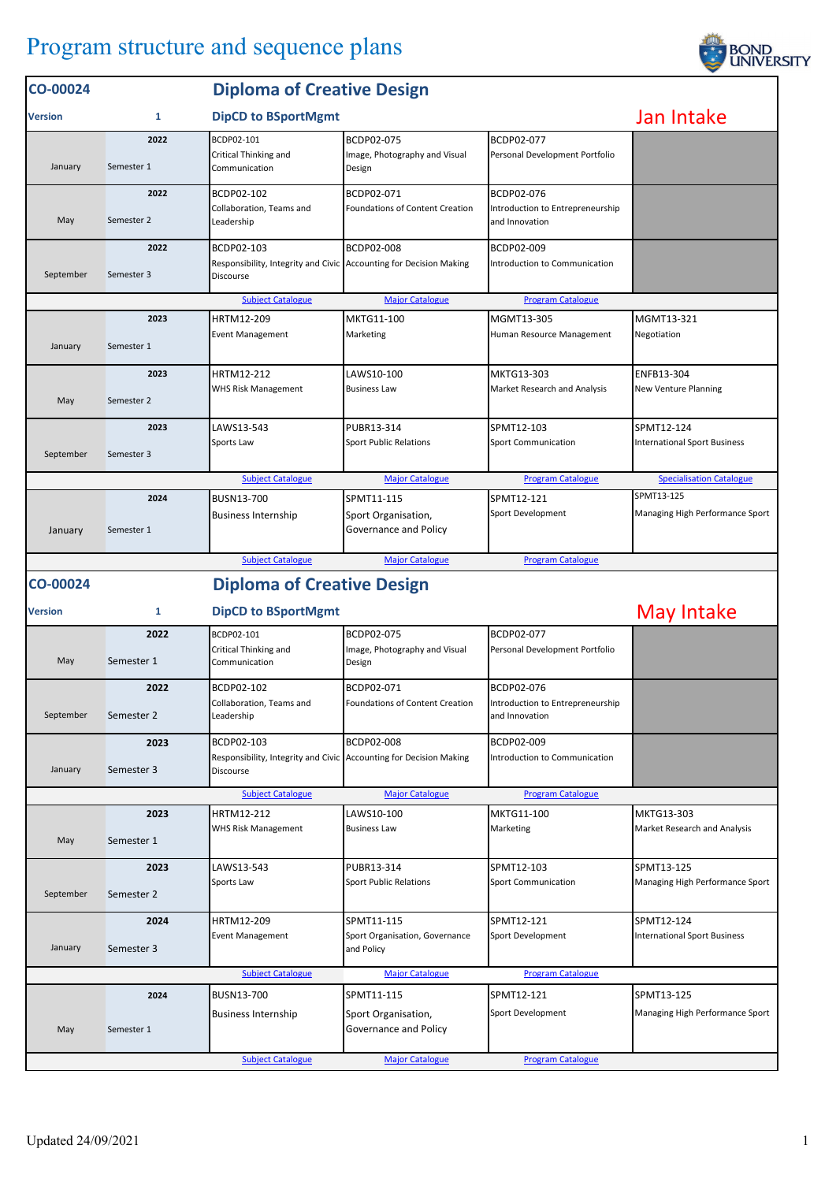# Program structure and sequence plans

## CO-00024 Diploma of Creative Design

**Version** 1 — **DipCD to BSportMgmt** — **Jan Intake**

| Month | Year / Semester | Subject 1 | Subject 2 | Subject 3 | Subject 4 |
|---|---|---|---|---|---|
| January | 2022 Semester 1 | BCDP02-101 Critical Thinking and Communication | BCDP02-075 Image, Photography and Visual Design | BCDP02-077 Personal Development Portfolio | |
| May | 2022 Semester 2 | BCDP02-102 Collaboration, Teams and Leadership | BCDP02-071 Foundations of Content Creation | BCDP02-076 Introduction to Entrepreneurship and Innovation | |
| September | 2022 Semester 3 | BCDP02-103 Responsibility, Integrity and Civic Discourse | BCDP02-008 Accounting for Decision Making | BCDP02-009 Introduction to Communication | |
| | | Subject Catalogue | Major Catalogue | Program Catalogue | |
| January | 2023 Semester 1 | HRTM12-209 Event Management | MKTG11-100 Marketing | MGMT13-305 Human Resource Management | MGMT13-321 Negotiation |
| May | 2023 Semester 2 | HRTM12-212 WHS Risk Management | LAWS10-100 Business Law | MKTG13-303 Market Research and Analysis | ENFB13-304 New Venture Planning |
| September | 2023 Semester 3 | LAWS13-543 Sports Law | PUBR13-314 Sport Public Relations | SPMT12-103 Sport Communication | SPMT12-124 International Sport Business |
| | | Subject Catalogue | Major Catalogue | Program Catalogue | Specialisation Catalogue |
| January | 2024 Semester 1 | BUSN13-700 Business Internship | SPMT11-115 Sport Organisation, Governance and Policy | SPMT12-121 Sport Development | SPMT13-125 Managing High Performance Sport |
| | | Subject Catalogue | Major Catalogue | Program Catalogue | |

## CO-00024 Diploma of Creative Design

**Version** 1 — **DipCD to BSportMgmt** — **May Intake**

| Month | Year / Semester | Subject 1 | Subject 2 | Subject 3 | Subject 4 |
|---|---|---|---|---|---|
| May | 2022 Semester 1 | BCDP02-101 Critical Thinking and Communication | BCDP02-075 Image, Photography and Visual Design | BCDP02-077 Personal Development Portfolio | |
| September | 2022 Semester 2 | BCDP02-102 Collaboration, Teams and Leadership | BCDP02-071 Foundations of Content Creation | BCDP02-076 Introduction to Entrepreneurship and Innovation | |
| January | 2023 Semester 3 | BCDP02-103 Responsibility, Integrity and Civic Discourse | BCDP02-008 Accounting for Decision Making | BCDP02-009 Introduction to Communication | |
| | | Subject Catalogue | Major Catalogue | Program Catalogue | |
| May | 2023 Semester 1 | HRTM12-212 WHS Risk Management | LAWS10-100 Business Law | MKTG11-100 Marketing | MKTG13-303 Market Research and Analysis |
| September | 2023 Semester 2 | LAWS13-543 Sports Law | PUBR13-314 Sport Public Relations | SPMT12-103 Sport Communication | SPMT13-125 Managing High Performance Sport |
| January | 2024 Semester 3 | HRTM12-209 Event Management | SPMT11-115 Sport Organisation, Governance and Policy | SPMT12-121 Sport Development | SPMT12-124 International Sport Business |
| | | Subject Catalogue | Major Catalogue | Program Catalogue | |
| May | 2024 Semester 1 | BUSN13-700 Business Internship | SPMT11-115 Sport Organisation, Governance and Policy | SPMT12-121 Sport Development | SPMT13-125 Managing High Performance Sport |
| | | Subject Catalogue | Major Catalogue | Program Catalogue | |

Updated 24/09/2021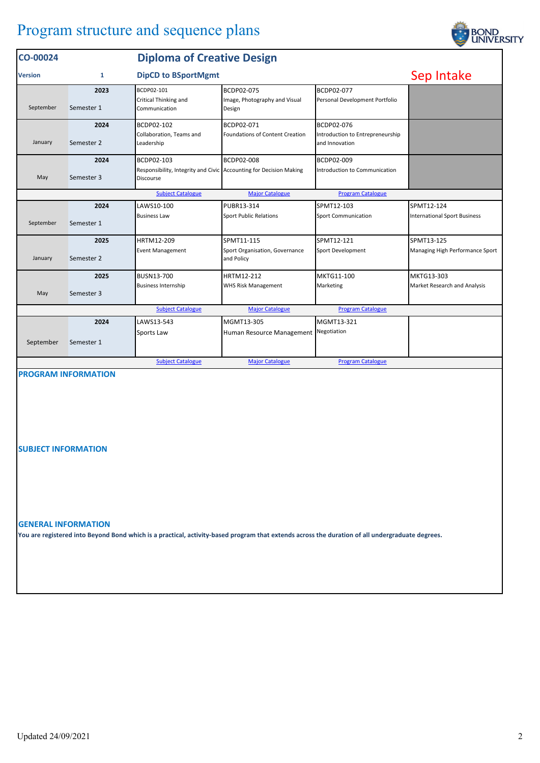# Program structure and sequence plans

| CO-00024 | | Diploma of Creative Design | | | |
|---|---|---|---|---|---|
| **Version** | **1** | **DipCD to BSportMgmt** | | | Sep Intake |
| September | 2023 Semester 1 | BCDP02-101 Critical Thinking and Communication | BCDP02-075 Image, Photography and Visual Design | BCDP02-077 Personal Development Portfolio | |
| January | 2024 Semester 2 | BCDP02-102 Collaboration, Teams and Leadership | BCDP02-071 Foundations of Content Creation | BCDP02-076 Introduction to Entrepreneurship and Innovation | |
| May | 2024 Semester 3 | BCDP02-103 Responsibility, Integrity and Civic Discourse | BCDP02-008 Accounting for Decision Making | BCDP02-009 Introduction to Communication | |
| | | Subject Catalogue | Major Catalogue | Program Catalogue | |
| September | 2024 Semester 1 | LAWS10-100 Business Law | PUBR13-314 Sport Public Relations | SPMT12-103 Sport Communication | SPMT12-124 International Sport Business |
| January | 2025 Semester 2 | HRTM12-209 Event Management | SPMT11-115 Sport Organisation, Governance and Policy | SPMT12-121 Sport Development | SPMT13-125 Managing High Performance Sport |
| May | 2025 Semester 3 | BUSN13-700 Business Internship | HRTM12-212 WHS Risk Management | MKTG11-100 Marketing | MKTG13-303 Market Research and Analysis |
| | | Subject Catalogue | Major Catalogue | Program Catalogue | |
| September | 2024 Semester 1 | LAWS13-543 Sports Law | MGMT13-305 Human Resource Management | MGMT13-321 Negotiation | |
| | | Subject Catalogue | Major Catalogue | Program Catalogue | |

## PROGRAM INFORMATION

## SUBJECT INFORMATION

## GENERAL INFORMATION

**You are registered into Beyond Bond which is a practical, activity-based program that extends across the duration of all undergraduate degrees.**

Updated 24/09/2021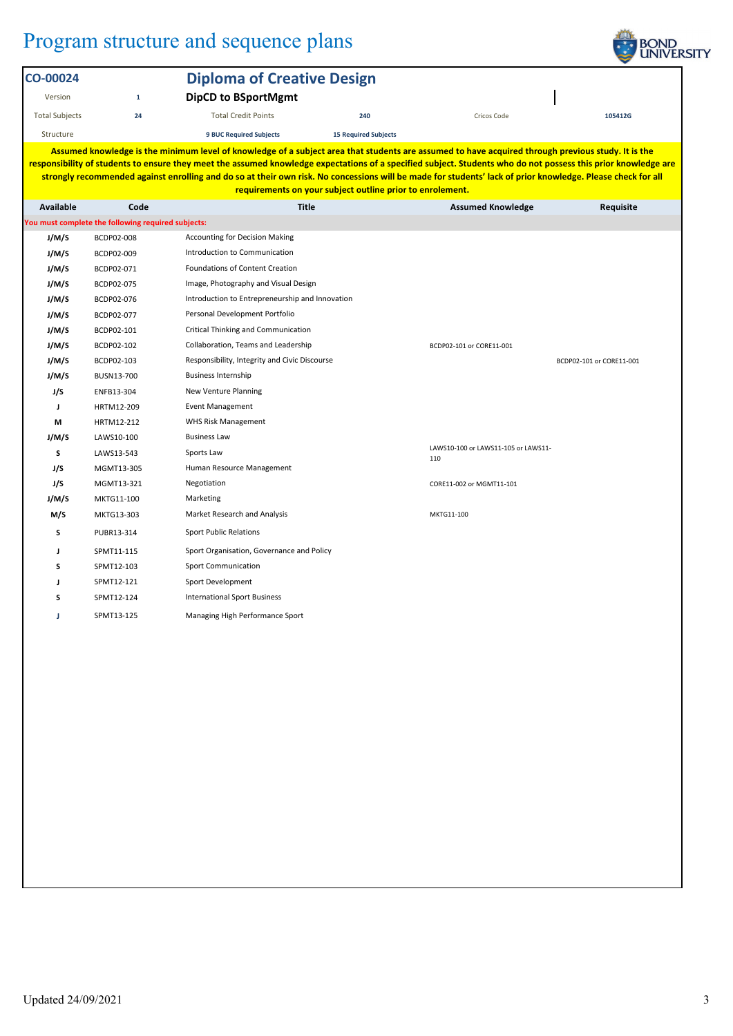# Program structure and sequence plans

| CO-00024 | | Diploma of Creative Design | | | |
|---|---|---|---|---|---|
| Version | 1 | DipCD to BSportMgmt | | | |
| Total Subjects | 24 | Total Credit Points | 240 | Cricos Code | 105412G |
| Structure | | 9 BUC Required Subjects | 15 Required Subjects | | |

**Assumed knowledge is the minimum level of knowledge of a subject area that students are assumed to have acquired through previous study. It is the responsibility of students to ensure they meet the assumed knowledge expectations of a specified subject. Students who do not possess this prior knowledge are strongly recommended against enrolling and do so at their own risk. No concessions will be made for students' lack of prior knowledge. Please check for all requirements on your subject outline prior to enrolement.**

| Available | Code | Title | Assumed Knowledge | Requisite |
|---|---|---|---|---|
| You must complete the following required subjects: | | | | |
| J/M/S | BCDP02-008 | Accounting for Decision Making | | |
| J/M/S | BCDP02-009 | Introduction to Communication | | |
| J/M/S | BCDP02-071 | Foundations of Content Creation | | |
| J/M/S | BCDP02-075 | Image, Photography and Visual Design | | |
| J/M/S | BCDP02-076 | Introduction to Entrepreneurship and Innovation | | |
| J/M/S | BCDP02-077 | Personal Development Portfolio | | |
| J/M/S | BCDP02-101 | Critical Thinking and Communication | | |
| J/M/S | BCDP02-102 | Collaboration, Teams and Leadership | BCDP02-101 or CORE11-001 | |
| J/M/S | BCDP02-103 | Responsibility, Integrity and Civic Discourse | | BCDP02-101 or CORE11-001 |
| J/M/S | BUSN13-700 | Business Internship | | |
| J/S | ENFB13-304 | New Venture Planning | | |
| J | HRTM12-209 | Event Management | | |
| M | HRTM12-212 | WHS Risk Management | | |
| J/M/S | LAWS10-100 | Business Law | | |
| S | LAWS13-543 | Sports Law | LAWS10-100 or LAWS11-105 or LAWS11-110 | |
| J/S | MGMT13-305 | Human Resource Management | | |
| J/S | MGMT13-321 | Negotiation | CORE11-002 or MGMT11-101 | |
| J/M/S | MKTG11-100 | Marketing | | |
| M/S | MKTG13-303 | Market Research and Analysis | MKTG11-100 | |
| S | PUBR13-314 | Sport Public Relations | | |
| J | SPMT11-115 | Sport Organisation, Governance and Policy | | |
| S | SPMT12-103 | Sport Communication | | |
| J | SPMT12-121 | Sport Development | | |
| S | SPMT12-124 | International Sport Business | | |
| J | SPMT13-125 | Managing High Performance Sport | | |

Updated 24/09/2021